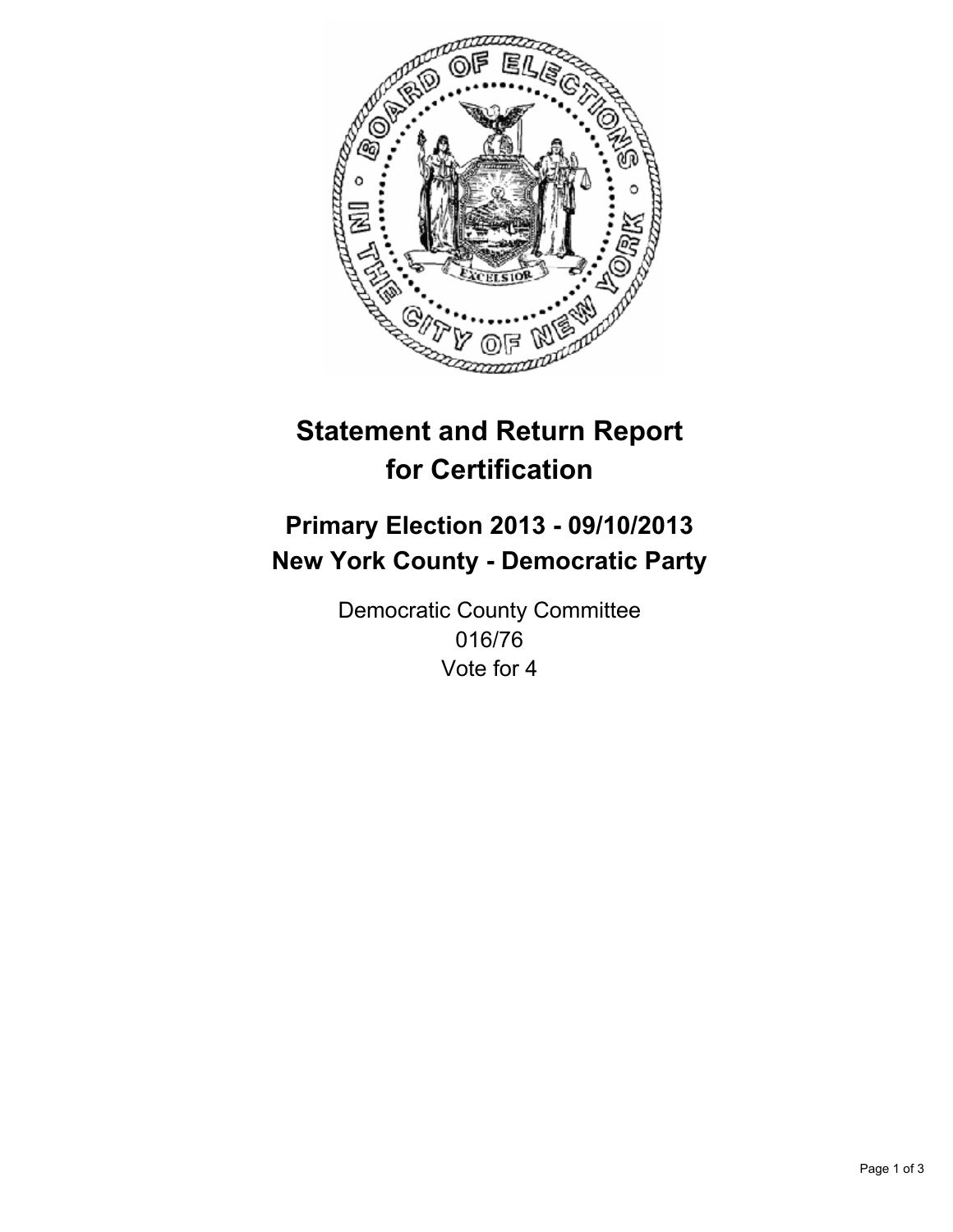# Statement and Return Report for Certification

## Primary Election 2013 - 09/10/2013
## New York County - Democratic Party

Democratic County Committee
016/76
Vote for 4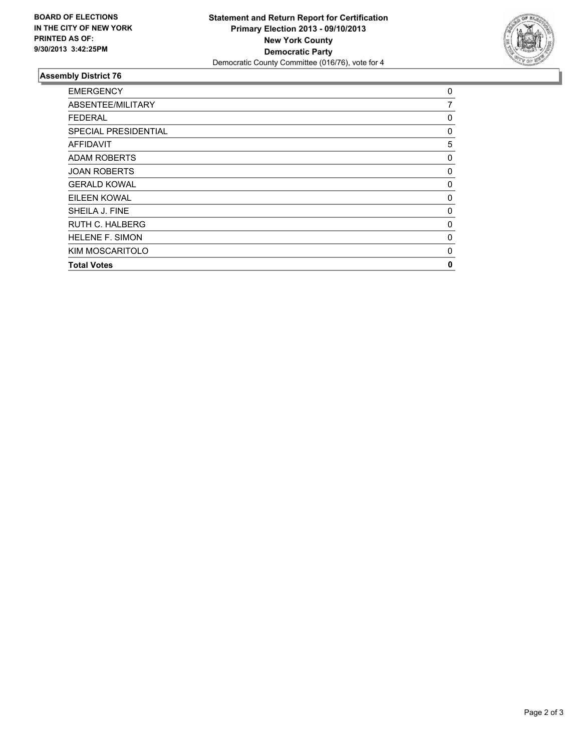**BOARD OF ELECTIONS**
**IN THE CITY OF NEW YORK**
**PRINTED AS OF:**
**9/30/2013 3:42:25PM**

**Statement and Return Report for Certification**
**Primary Election 2013 - 09/10/2013**
**New York County**
**Democratic Party**
Democratic County Committee (016/76), vote for 4

### Assembly District 76

| | |
|---|---|
| EMERGENCY | 0 |
| ABSENTEE/MILITARY | 7 |
| FEDERAL | 0 |
| SPECIAL PRESIDENTIAL | 0 |
| AFFIDAVIT | 5 |
| ADAM ROBERTS | 0 |
| JOAN ROBERTS | 0 |
| GERALD KOWAL | 0 |
| EILEEN KOWAL | 0 |
| SHEILA J. FINE | 0 |
| RUTH C. HALBERG | 0 |
| HELENE F. SIMON | 0 |
| KIM MOSCARITOLO | 0 |
| **Total Votes** | **0** |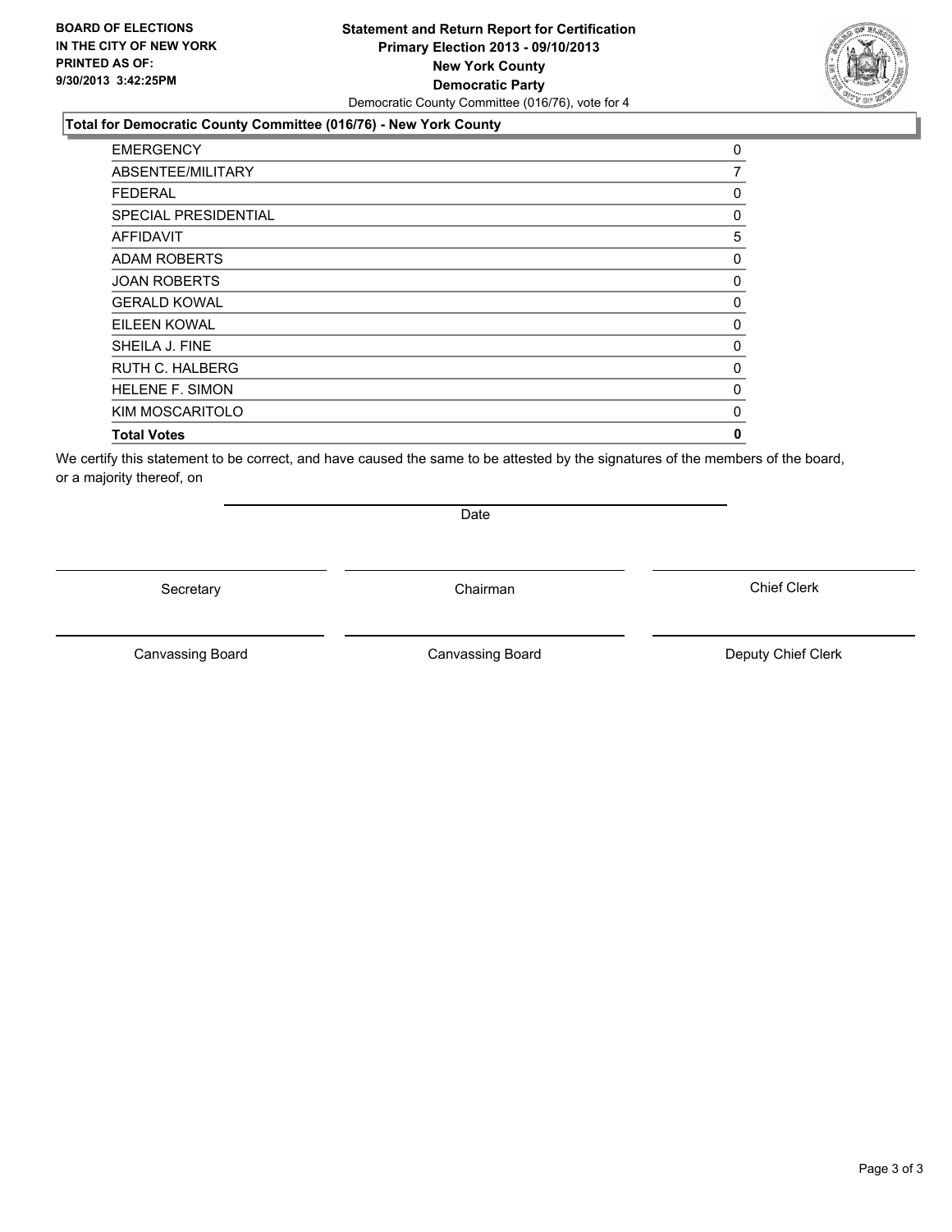**BOARD OF ELECTIONS IN THE CITY OF NEW YORK PRINTED AS OF: 9/30/2013 3:42:25PM**

**Statement and Return Report for Certification Primary Election 2013 - 09/10/2013 New York County Democratic Party**

Democratic County Committee (016/76), vote for 4

**Total for Democratic County Committee (016/76) - New York County**

| | |
|---|---|
| EMERGENCY | 0 |
| ABSENTEE/MILITARY | 7 |
| FEDERAL | 0 |
| SPECIAL PRESIDENTIAL | 0 |
| AFFIDAVIT | 5 |
| ADAM ROBERTS | 0 |
| JOAN ROBERTS | 0 |
| GERALD KOWAL | 0 |
| EILEEN KOWAL | 0 |
| SHEILA J. FINE | 0 |
| RUTH C. HALBERG | 0 |
| HELENE F. SIMON | 0 |
| KIM MOSCARITOLO | 0 |
| **Total Votes** | **0** |

We certify this statement to be correct, and have caused the same to be attested by the signatures of the members of the board, or a majority thereof, on

Date

| | | |
|---|---|---|
| Secretary | Chairman | Chief Clerk |
| Canvassing Board | Canvassing Board | Deputy Chief Clerk |